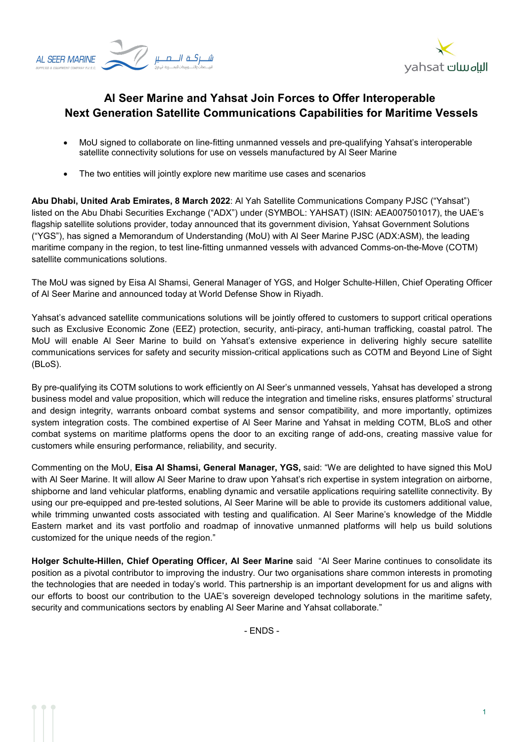# Al Seer Marine and Yahsat Join Forces to Offer Interoperable Next Generation Satellite Communications Capabilities for Maritime Vessels

- MoU signed to collaborate on line-fitting unmanned vessels and pre-qualifying Yahsat's interoperable satellite connectivity solutions for use on vessels manufactured by Al Seer Marine
- The two entities will jointly explore new maritime use cases and scenarios

**Abu Dhabi, United Arab Emirates, 8 March 2022**: Al Yah Satellite Communications Company PJSC ("Yahsat") listed on the Abu Dhabi Securities Exchange ("ADX") under (SYMBOL: YAHSAT) (ISIN: AEA007501017), the UAE's flagship satellite solutions provider, today announced that its government division, Yahsat Government Solutions ("YGS"), has signed a Memorandum of Understanding (MoU) with Al Seer Marine PJSC (ADX:ASM), the leading maritime company in the region, to test line-fitting unmanned vessels with advanced Comms-on-the-Move (COTM) satellite communications solutions.

The MoU was signed by Eisa Al Shamsi, General Manager of YGS, and Holger Schulte-Hillen, Chief Operating Officer of Al Seer Marine and announced today at World Defense Show in Riyadh.

Yahsat's advanced satellite communications solutions will be jointly offered to customers to support critical operations such as Exclusive Economic Zone (EEZ) protection, security, anti-piracy, anti-human trafficking, coastal patrol. The MoU will enable Al Seer Marine to build on Yahsat's extensive experience in delivering highly secure satellite communications services for safety and security mission-critical applications such as COTM and Beyond Line of Sight (BLoS).

By pre-qualifying its COTM solutions to work efficiently on Al Seer's unmanned vessels, Yahsat has developed a strong business model and value proposition, which will reduce the integration and timeline risks, ensures platforms' structural and design integrity, warrants onboard combat systems and sensor compatibility, and more importantly, optimizes system integration costs. The combined expertise of Al Seer Marine and Yahsat in melding COTM, BLoS and other combat systems on maritime platforms opens the door to an exciting range of add-ons, creating massive value for customers while ensuring performance, reliability, and security.

Commenting on the MoU, **Eisa Al Shamsi, General Manager, YGS,** said: "We are delighted to have signed this MoU with Al Seer Marine. It will allow Al Seer Marine to draw upon Yahsat's rich expertise in system integration on airborne, shipborne and land vehicular platforms, enabling dynamic and versatile applications requiring satellite connectivity. By using our pre-equipped and pre-tested solutions, Al Seer Marine will be able to provide its customers additional value, while trimming unwanted costs associated with testing and qualification. Al Seer Marine's knowledge of the Middle Eastern market and its vast portfolio and roadmap of innovative unmanned platforms will help us build solutions customized for the unique needs of the region."

**Holger Schulte-Hillen, Chief Operating Officer, Al Seer Marine** said "Al Seer Marine continues to consolidate its position as a pivotal contributor to improving the industry. Our two organisations share common interests in promoting the technologies that are needed in today's world. This partnership is an important development for us and aligns with our efforts to boost our contribution to the UAE's sovereign developed technology solutions in the maritime safety, security and communications sectors by enabling Al Seer Marine and Yahsat collaborate."

- ENDS -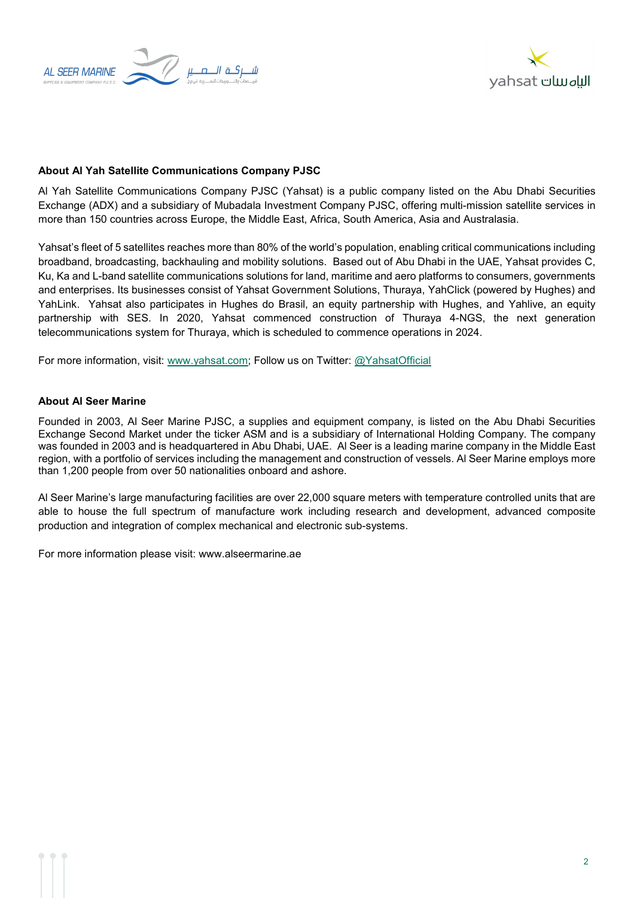### About Al Yah Satellite Communications Company PJSC

Al Yah Satellite Communications Company PJSC (Yahsat) is a public company listed on the Abu Dhabi Securities Exchange (ADX) and a subsidiary of Mubadala Investment Company PJSC, offering multi-mission satellite services in more than 150 countries across Europe, the Middle East, Africa, South America, Asia and Australasia.

Yahsat's fleet of 5 satellites reaches more than 80% of the world's population, enabling critical communications including broadband, broadcasting, backhauling and mobility solutions. Based out of Abu Dhabi in the UAE, Yahsat provides C, Ku, Ka and L-band satellite communications solutions for land, maritime and aero platforms to consumers, governments and enterprises. Its businesses consist of Yahsat Government Solutions, Thuraya, YahClick (powered by Hughes) and YahLink. Yahsat also participates in Hughes do Brasil, an equity partnership with Hughes, and Yahlive, an equity partnership with SES. In 2020, Yahsat commenced construction of Thuraya 4-NGS, the next generation telecommunications system for Thuraya, which is scheduled to commence operations in 2024.

For more information, visit: [www.yahsat.com](http://www.yahsat.com); Follow us on Twitter: [@YahsatOfficial](https://twitter.com/YahsatOfficial)

### About Al Seer Marine

Founded in 2003, Al Seer Marine PJSC, a supplies and equipment company, is listed on the Abu Dhabi Securities Exchange Second Market under the ticker ASM and is a subsidiary of International Holding Company. The company was founded in 2003 and is headquartered in Abu Dhabi, UAE. Al Seer is a leading marine company in the Middle East region, with a portfolio of services including the management and construction of vessels. Al Seer Marine employs more than 1,200 people from over 50 nationalities onboard and ashore.

Al Seer Marine's large manufacturing facilities are over 22,000 square meters with temperature controlled units that are able to house the full spectrum of manufacture work including research and development, advanced composite production and integration of complex mechanical and electronic sub-systems.

For more information please visit: www.alseermarine.ae